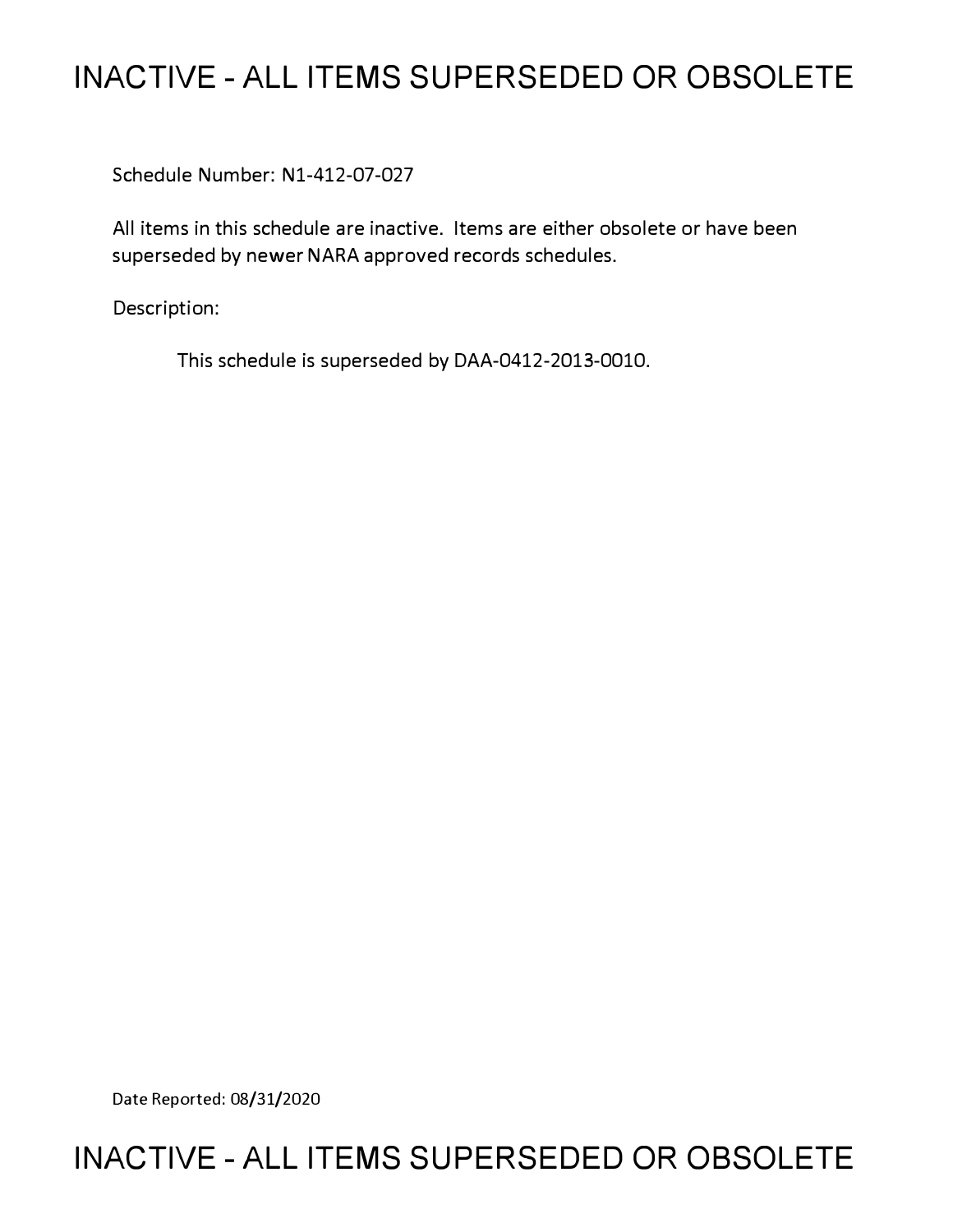# INACTIVE - ALL ITEMS SUPERSEDED OR OBSOLETE

Schedule Number: N1-412-07-027

All items in this schedule are inactive. Items are either obsolete or have been superseded by newer NARA approved records schedules.

Description:

This schedule is superseded by DAA-0412-2013-0010.

Date Reported: 08/31/2020

# INACTIVE - ALL ITEMS SUPERSEDED OR OBSOLETE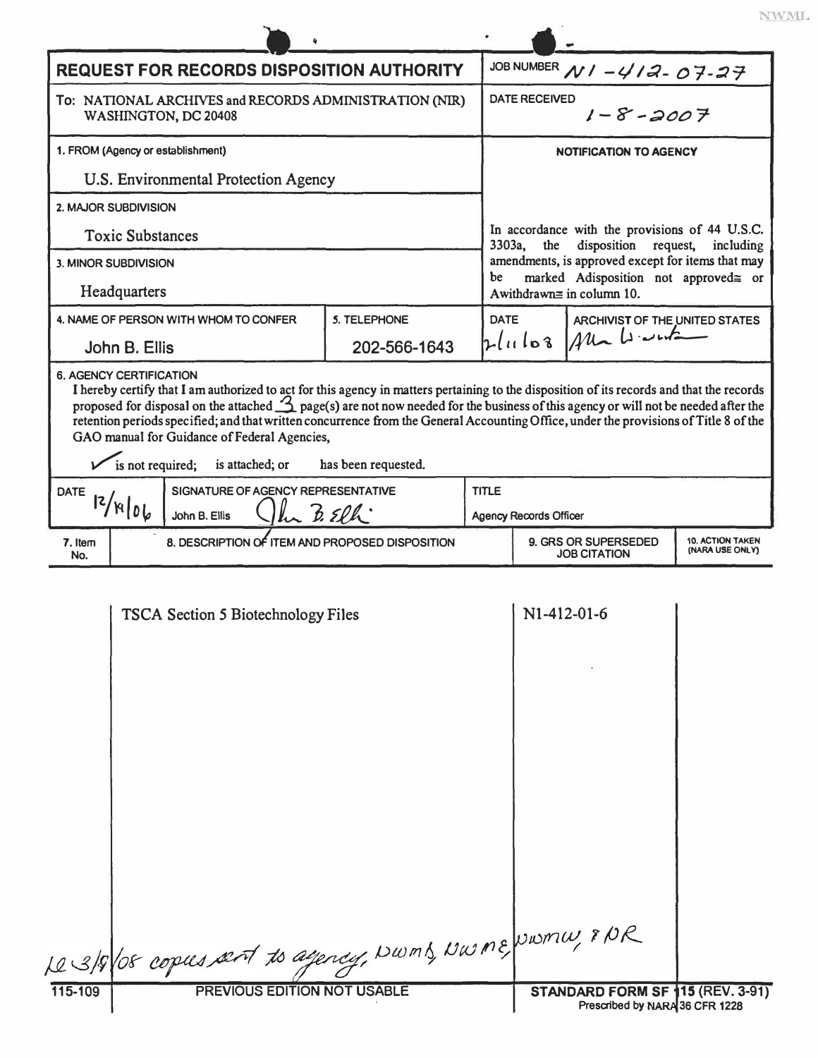# REQUEST FOR RECORDS DISPOSITION AUTHORITY

**JOB NUMBER** N1-412-07-27

**To:** NATIONAL ARCHIVES and RECORDS ADMINISTRATION (NIR)
WASHINGTON, DC 20408

**DATE RECEIVED** 1-8-2007

**1. FROM (Agency or establishment)**
U.S. Environmental Protection Agency

**2. MAJOR SUBDIVISION**
Toxic Substances

**3. MINOR SUBDIVISION**
Headquarters

**4. NAME OF PERSON WITH WHOM TO CONFER**
John B. Ellis

**5. TELEPHONE**
202-566-1643

**NOTIFICATION TO AGENCY**

In accordance with the provisions of 44 U.S.C. 3303a, the disposition request, including amendments, is approved except for items that may be marked Adisposition not approved≅ or Awithdrawn≅ in column 10.

**DATE** 2/11/08 **ARCHIVIST OF THE UNITED STATES** Allen Weinstein

**6. AGENCY CERTIFICATION**

I hereby certify that I am authorized to act for this agency in matters pertaining to the disposition of its records and that the records proposed for disposal on the attached 3 page(s) are not now needed for the business of this agency or will not be needed after the retention periods specified; and that written concurrence from the General Accounting Office, under the provisions of Title 8 of the GAO manual for Guidance of Federal Agencies,

✓ is not required; is attached; or has been requested.

| DATE | SIGNATURE OF AGENCY REPRESENTATIVE | TITLE |
|---|---|---|
| 12/18/06 | John B. Ellis *(signature)* | Agency Records Officer |

| 7. Item No. | 8. DESCRIPTION OF ITEM AND PROPOSED DISPOSITION | 9. GRS OR SUPERSEDED JOB CITATION | 10. ACTION TAKEN (NARA USE ONLY) |
|---|---|---|---|
| | TSCA Section 5 Biotechnology Files | N1-412-01-6 | |

le 3/18/08 copies sent to agency, NWMD, NWME, NWMW, & NR

115-109 PREVIOUS EDITION NOT USABLE

STANDARD FORM SF 115 (REV. 3-91)
Prescribed by NARA 36 CFR 1228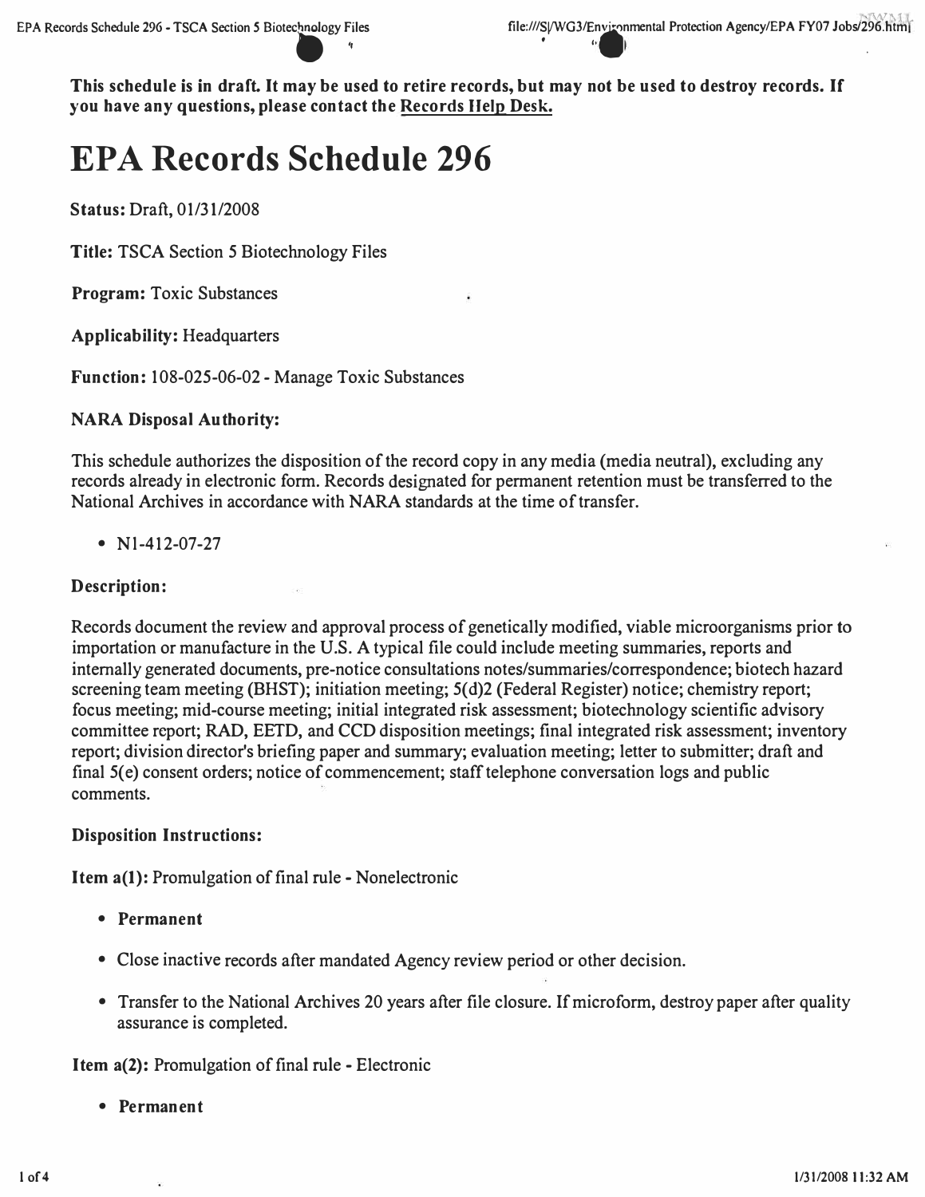**This schedule is in draft. It may be used to retire records, but may not be used to destroy records. If you have any questions, please contact the Records Help Desk.**

# EPA Records Schedule 296

**Status:** Draft, 01/31/2008

**Title:** TSCA Section 5 Biotechnology Files

**Program:** Toxic Substances

**Applicability:** Headquarters

**Function:** 108-025-06-02 - Manage Toxic Substances

**NARA Disposal Authority:**

This schedule authorizes the disposition of the record copy in any media (media neutral), excluding any records already in electronic form. Records designated for permanent retention must be transferred to the National Archives in accordance with NARA standards at the time of transfer.

- N1-412-07-27

**Description:**

Records document the review and approval process of genetically modified, viable microorganisms prior to importation or manufacture in the U.S. A typical file could include meeting summaries, reports and internally generated documents, pre-notice consultations notes/summaries/correspondence; biotech hazard screening team meeting (BHST); initiation meeting; 5(d)2 (Federal Register) notice; chemistry report; focus meeting; mid-course meeting; initial integrated risk assessment; biotechnology scientific advisory committee report; RAD, EETD, and CCD disposition meetings; final integrated risk assessment; inventory report; division director's briefing paper and summary; evaluation meeting; letter to submitter; draft and final 5(e) consent orders; notice of commencement; staff telephone conversation logs and public comments.

**Disposition Instructions:**

**Item a(1):** Promulgation of final rule - Nonelectronic

- **Permanent**
- Close inactive records after mandated Agency review period or other decision.
- Transfer to the National Archives 20 years after file closure. If microform, destroy paper after quality assurance is completed.

**Item a(2):** Promulgation of final rule - Electronic

- **Permanent**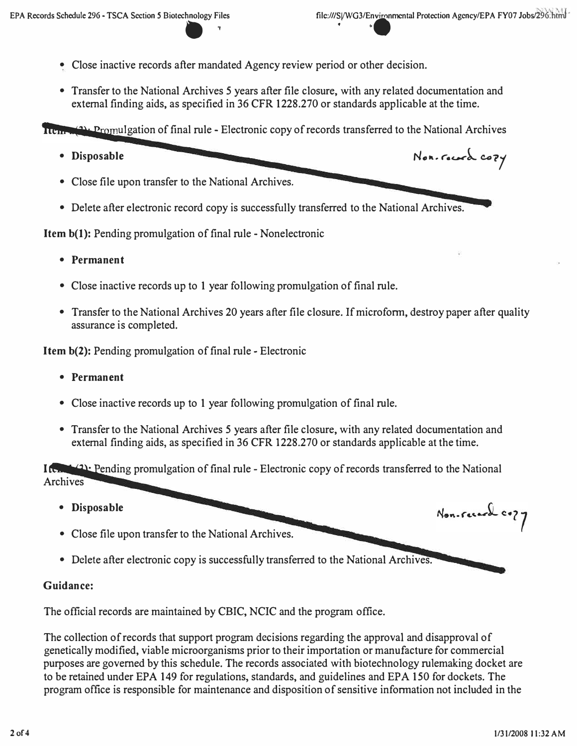- Close inactive records after mandated Agency review period or other decision.
- Transfer to the National Archives 5 years after file closure, with any related documentation and external finding aids, as specified in 36 CFR 1228.270 or standards applicable at the time.

**Item a(3):** Promulgation of final rule - Electronic copy of records transferred to the National Archives

- **Disposable**
- Close file upon transfer to the National Archives.
- Delete after electronic record copy is successfully transferred to the National Archives.

Non-record copy

**Item b(1):** Pending promulgation of final rule - Nonelectronic

- **Permanent**
- Close inactive records up to 1 year following promulgation of final rule.
- Transfer to the National Archives 20 years after file closure. If microform, destroy paper after quality assurance is completed.

**Item b(2):** Pending promulgation of final rule - Electronic

- **Permanent**
- Close inactive records up to 1 year following promulgation of final rule.
- Transfer to the National Archives 5 years after file closure, with any related documentation and external finding aids, as specified in 36 CFR 1228.270 or standards applicable at the time.

**Item b(3):** Pending promulgation of final rule - Electronic copy of records transferred to the National Archives

- **Disposable**
- Close file upon transfer to the National Archives.
- Delete after electronic copy is successfully transferred to the National Archives.

Non-record copy

**Guidance:**

The official records are maintained by CBIC, NCIC and the program office.

The collection of records that support program decisions regarding the approval and disapproval of genetically modified, viable microorganisms prior to their importation or manufacture for commercial purposes are governed by this schedule. The records associated with biotechnology rulemaking docket are to be retained under EPA 149 for regulations, standards, and guidelines and EPA 150 for dockets. The program office is responsible for maintenance and disposition of sensitive information not included in the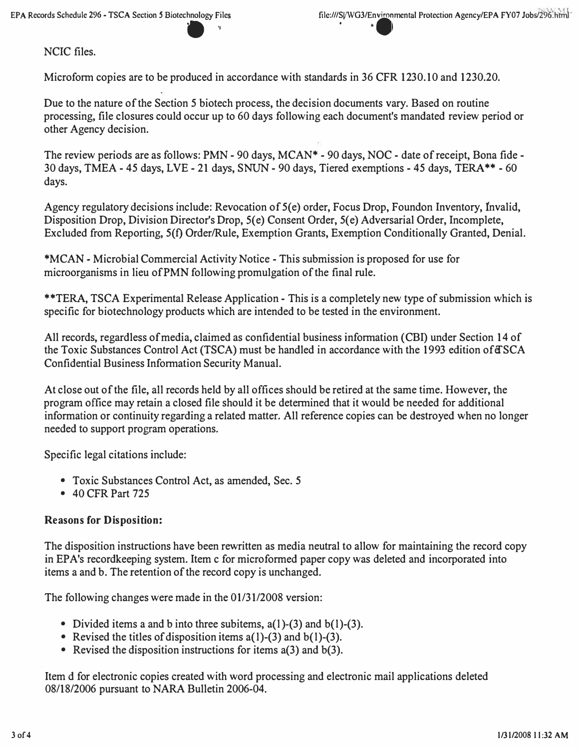NCIC files.

Microform copies are to be produced in accordance with standards in 36 CFR 1230.10 and 1230.20.

Due to the nature of the Section 5 biotech process, the decision documents vary. Based on routine processing, file closures could occur up to 60 days following each document's mandated review period or other Agency decision.

The review periods are as follows: PMN - 90 days, MCAN* - 90 days, NOC - date of receipt, Bona fide - 30 days, TMEA - 45 days, LVE - 21 days, SNUN - 90 days, Tiered exemptions - 45 days, TERA** - 60 days.

Agency regulatory decisions include: Revocation of 5(e) order, Focus Drop, Foundon Inventory, Invalid, Disposition Drop, Division Director's Drop, 5(e) Consent Order, 5(e) Adversarial Order, Incomplete, Excluded from Reporting, 5(f) Order/Rule, Exemption Grants, Exemption Conditionally Granted, Denial.

*MCAN - Microbial Commercial Activity Notice - This submission is proposed for use for microorganisms in lieu of PMN following promulgation of the final rule.

**TERA, TSCA Experimental Release Application - This is a completely new type of submission which is specific for biotechnology products which are intended to be tested in the environment.

All records, regardless of media, claimed as confidential business information (CBI) under Section 14 of the Toxic Substances Control Act (TSCA) must be handled in accordance with the 1993 edition of TSCA Confidential Business Information Security Manual.

At close out of the file, all records held by all offices should be retired at the same time. However, the program office may retain a closed file should it be determined that it would be needed for additional information or continuity regarding a related matter. All reference copies can be destroyed when no longer needed to support program operations.

Specific legal citations include:

- Toxic Substances Control Act, as amended, Sec. 5
- 40 CFR Part 725

**Reasons for Disposition:**

The disposition instructions have been rewritten as media neutral to allow for maintaining the record copy in EPA's recordkeeping system. Item c for microformed paper copy was deleted and incorporated into items a and b. The retention of the record copy is unchanged.

The following changes were made in the 01/31/2008 version:

- Divided items a and b into three subitems, a(1)-(3) and b(1)-(3).
- Revised the titles of disposition items a(1)-(3) and b(1)-(3).
- Revised the disposition instructions for items a(3) and b(3).

Item d for electronic copies created with word processing and electronic mail applications deleted 08/18/2006 pursuant to NARA Bulletin 2006-04.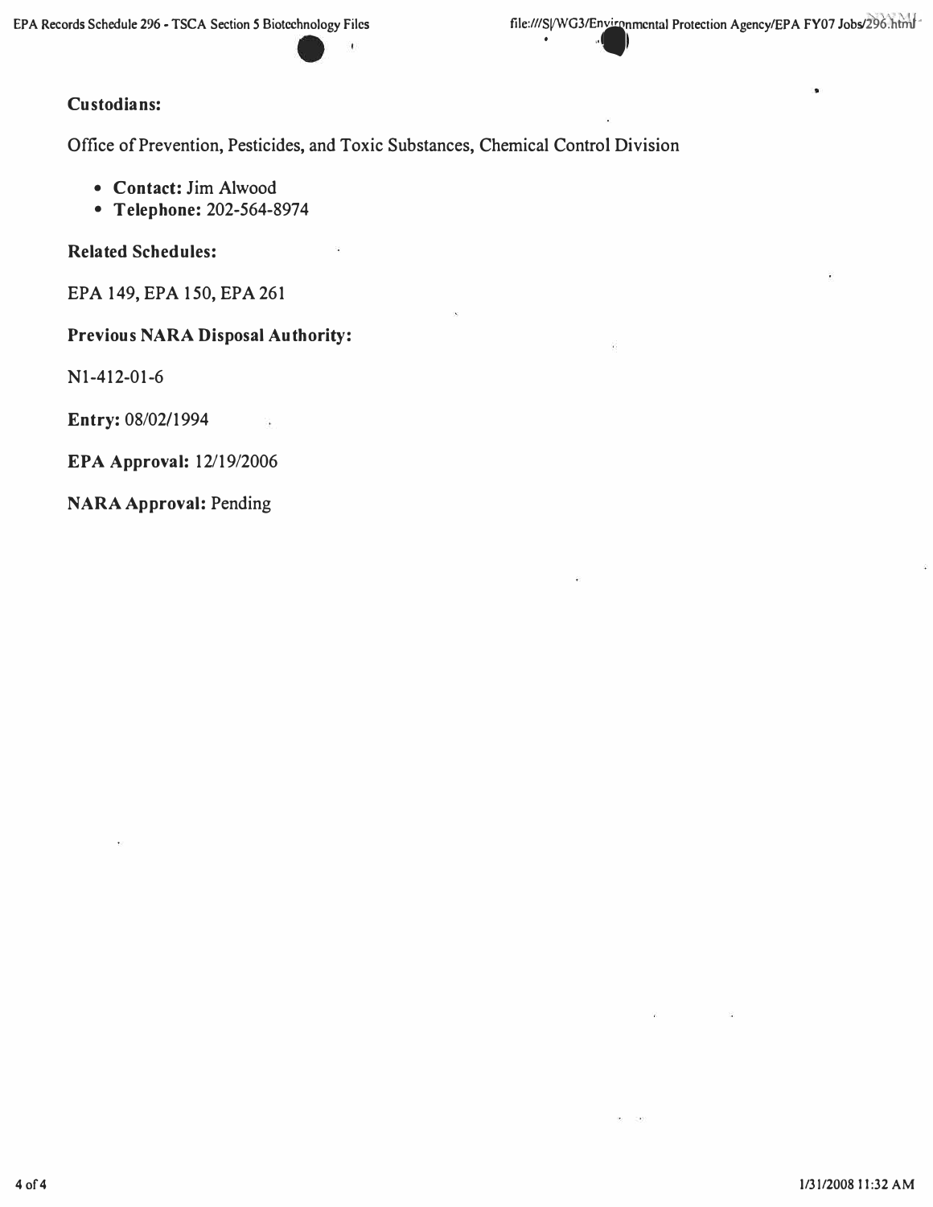**Custodians:**

Office of Prevention, Pesticides, and Toxic Substances, Chemical Control Division

- **Contact:** Jim Alwood
- **Telephone:** 202-564-8974

**Related Schedules:**

EPA 149, EPA 150, EPA 261

**Previous NARA Disposal Authority:**

N1-412-01-6

**Entry:** 08/02/1994

**EPA Approval:** 12/19/2006

**NARA Approval:** Pending